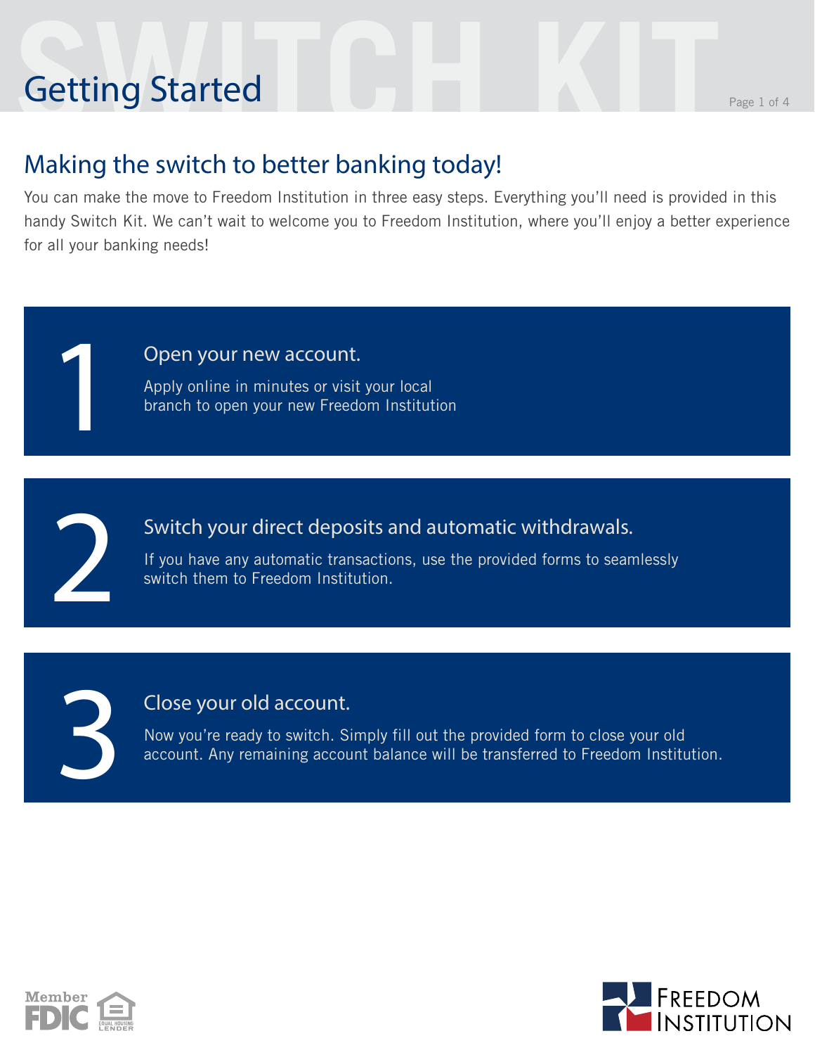# Getting Started

## Making the switch to better banking today!

You can make the move to Freedom Institution in three easy steps. Everything you'll need is provided in this handy Switch Kit. We can't wait to welcome you to Freedom Institution, where you'll enjoy a better experience for all your banking needs!

### 1 Open your new account.

Apply online in minutes or visit your local branch to open your new Freedom Institution

### 2 Switch your direct deposits and automatic withdrawals.

If you have any automatic transactions, use the provided forms to seamlessly switch them to Freedom Institution.

### 3 Close your old account.

Now you're ready to switch. Simply fill out the provided form to close your old account. Any remaining account balance will be transferred to Freedom Institution.

Member FDIC Equal Housing Lender

Freedom Institution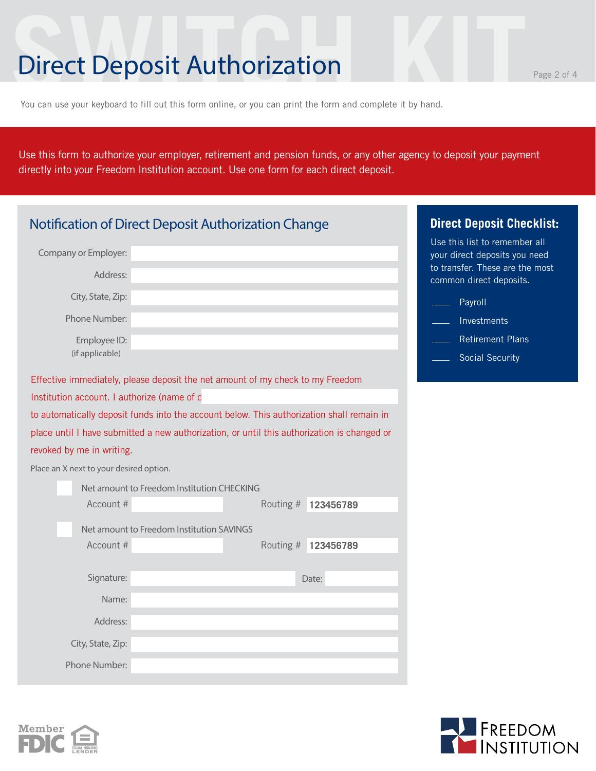# Direct Deposit Authorization

You can use your keyboard to fill out this form online, or you can print the form and complete it by hand.

Use this form to authorize your employer, retirement and pension funds, or any other agency to deposit your payment directly into your Freedom Institution account. Use one form for each direct deposit.

## Notification of Direct Deposit Authorization Change

Company or Employer:

Address:

City, State, Zip:

Phone Number:

Employee ID:
(if applicable)

Effective immediately, please deposit the net amount of my check to my Freedom Institution account. I authorize (name of d
to automatically deposit funds into the account below. This authorization shall remain in place until I have submitted a new authorization, or until this authorization is changed or revoked by me in writing.

Place an X next to your desired option.

☐ Net amount to Freedom Institution CHECKING
Account # Routing # **123456789**

☐ Net amount to Freedom Institution SAVINGS
Account # Routing # **123456789**

Signature: Date:

Name:

Address:

City, State, Zip:

Phone Number:

## Direct Deposit Checklist:

Use this list to remember all your direct deposits you need to transfer. These are the most common direct deposits.

____ Payroll

____ Investments

____ Retirement Plans

____ Social Security

Member FDIC

Equal Housing Lender

Freedom Institution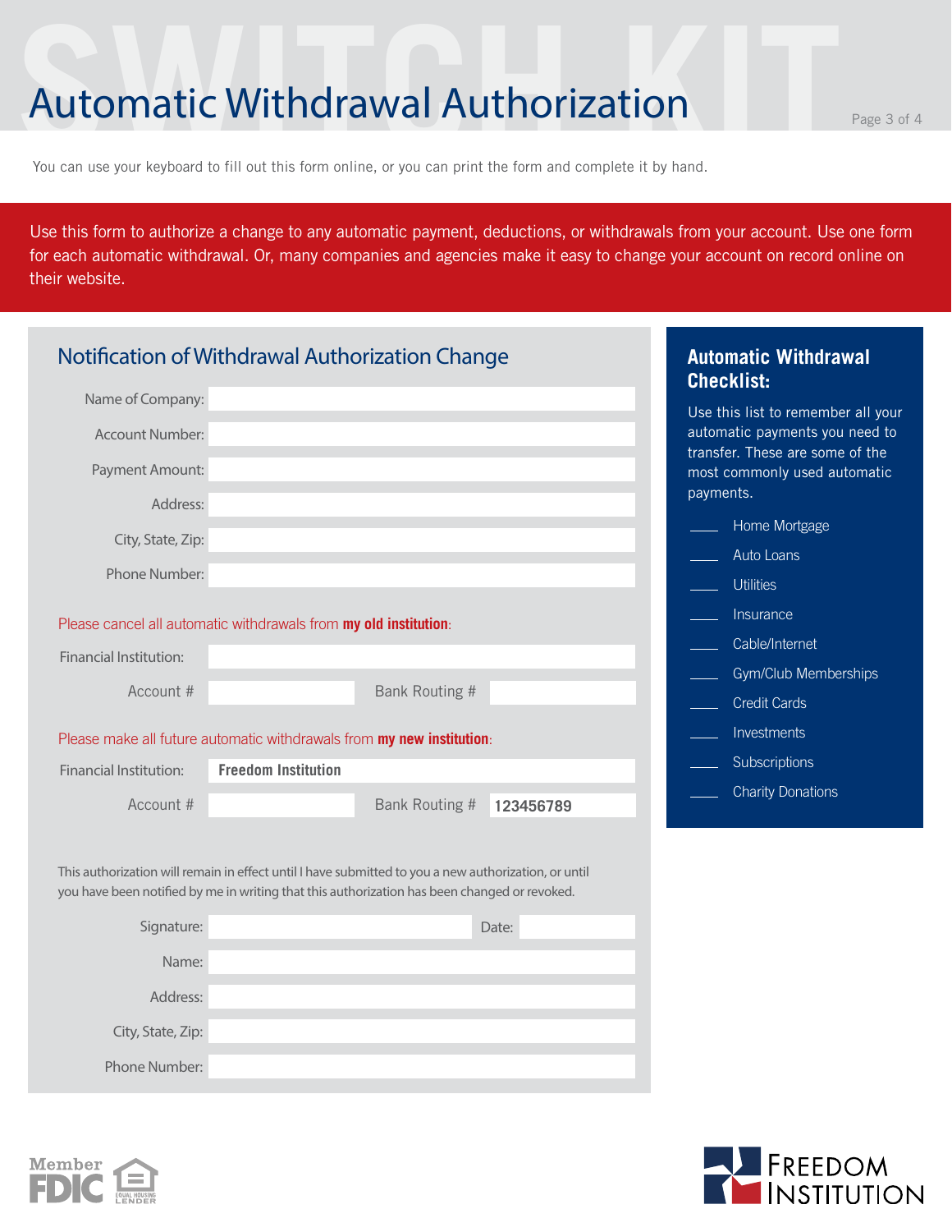# Automatic Withdrawal Authorization

You can use your keyboard to fill out this form online, or you can print the form and complete it by hand.

Use this form to authorize a change to any automatic payment, deductions, or withdrawals from your account. Use one form for each automatic withdrawal. Or, many companies and agencies make it easy to change your account on record online on their website.

## Notification of Withdrawal Authorization Change

Name of Company: ____________________

Account Number: ____________________

Payment Amount: ____________________

Address: ____________________

City, State, Zip: ____________________

Phone Number: ____________________

Please cancel all automatic withdrawals from **my old institution**:

Financial Institution: ____________________

Account # __________ Bank Routing # __________

Please make all future automatic withdrawals from **my new institution**:

Financial Institution: **Freedom Institution**

Account # __________ Bank Routing # **123456789**

This authorization will remain in effect until I have submitted to you a new authorization, or until you have been notified by me in writing that this authorization has been changed or revoked.

Signature: ____________________ Date: __________

Name: ____________________

Address: ____________________

City, State, Zip: ____________________

Phone Number: ____________________

## Automatic Withdrawal Checklist:

Use this list to remember all your automatic payments you need to transfer. These are some of the most commonly used automatic payments.

- ____ Home Mortgage
- ____ Auto Loans
- ____ Utilities
- ____ Insurance
- ____ Cable/Internet
- ____ Gym/Club Memberships
- ____ Credit Cards
- ____ Investments
- ____ Subscriptions
- ____ Charity Donations

Member FDIC | Equal Housing Lender

Freedom Institution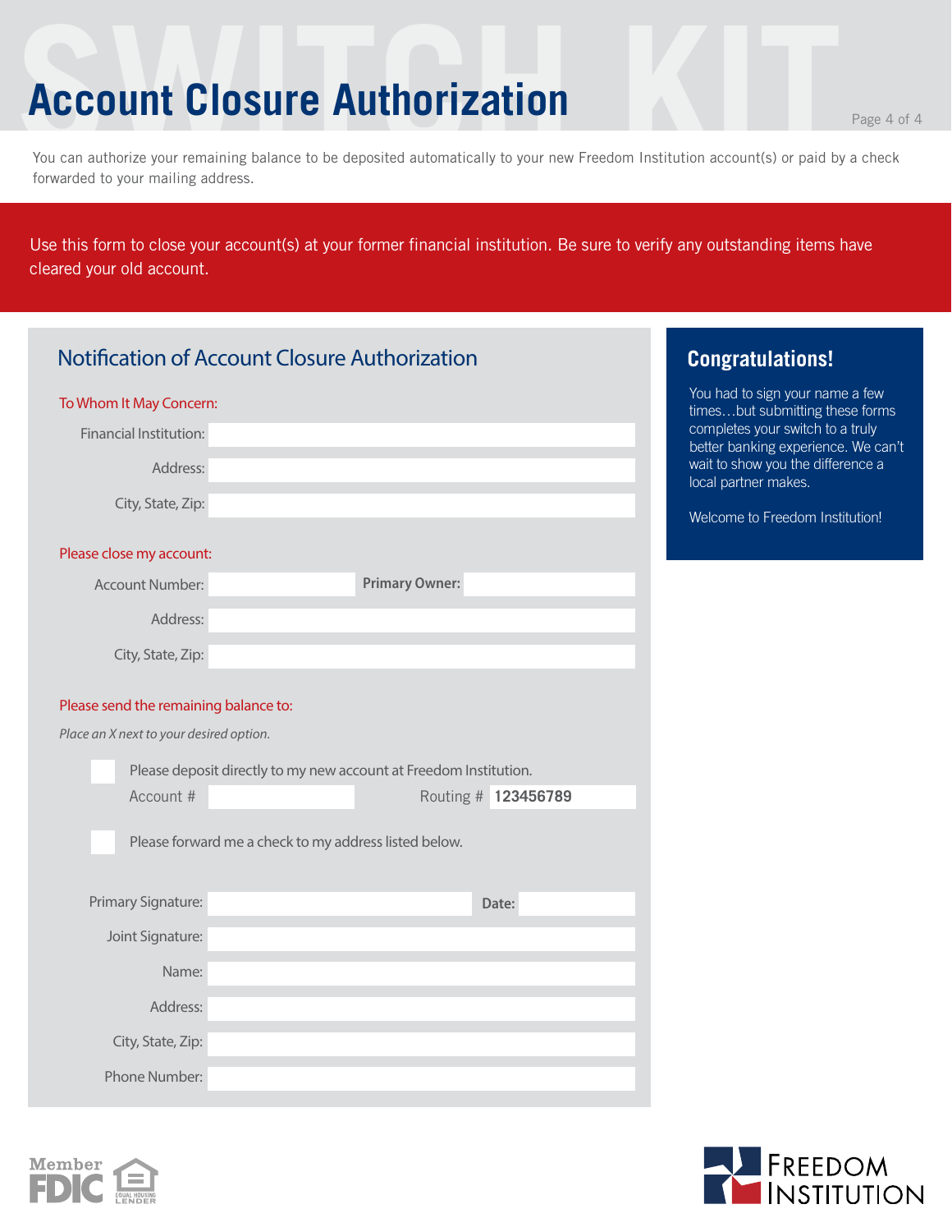# Account Closure Authorization

You can authorize your remaining balance to be deposited automatically to your new Freedom Institution account(s) or paid by a check forwarded to your mailing address.

Use this form to close your account(s) at your former financial institution. Be sure to verify any outstanding items have cleared your old account.

## Notification of Account Closure Authorization

**To Whom It May Concern:**

Financial Institution: ____________________

Address: ____________________

City, State, Zip: ____________________

**Please close my account:**

Account Number: ____________ **Primary Owner:** ____________

Address: ____________________

City, State, Zip: ____________________

**Please send the remaining balance to:**

*Place an X next to your desired option.*

☐ Please deposit directly to my new account at Freedom Institution.
Account # ____________ Routing # **123456789**

☐ Please forward me a check to my address listed below.

Primary Signature: ____________________ **Date:** ____________

Joint Signature: ____________________

Name: ____________________

Address: ____________________

City, State, Zip: ____________________

Phone Number: ____________________

## Congratulations!

You had to sign your name a few times…but submitting these forms completes your switch to a truly better banking experience. We can't wait to show you the difference a local partner makes.

Welcome to Freedom Institution!

Member FDIC

EQUAL HOUSING LENDER

FREEDOM INSTITUTION